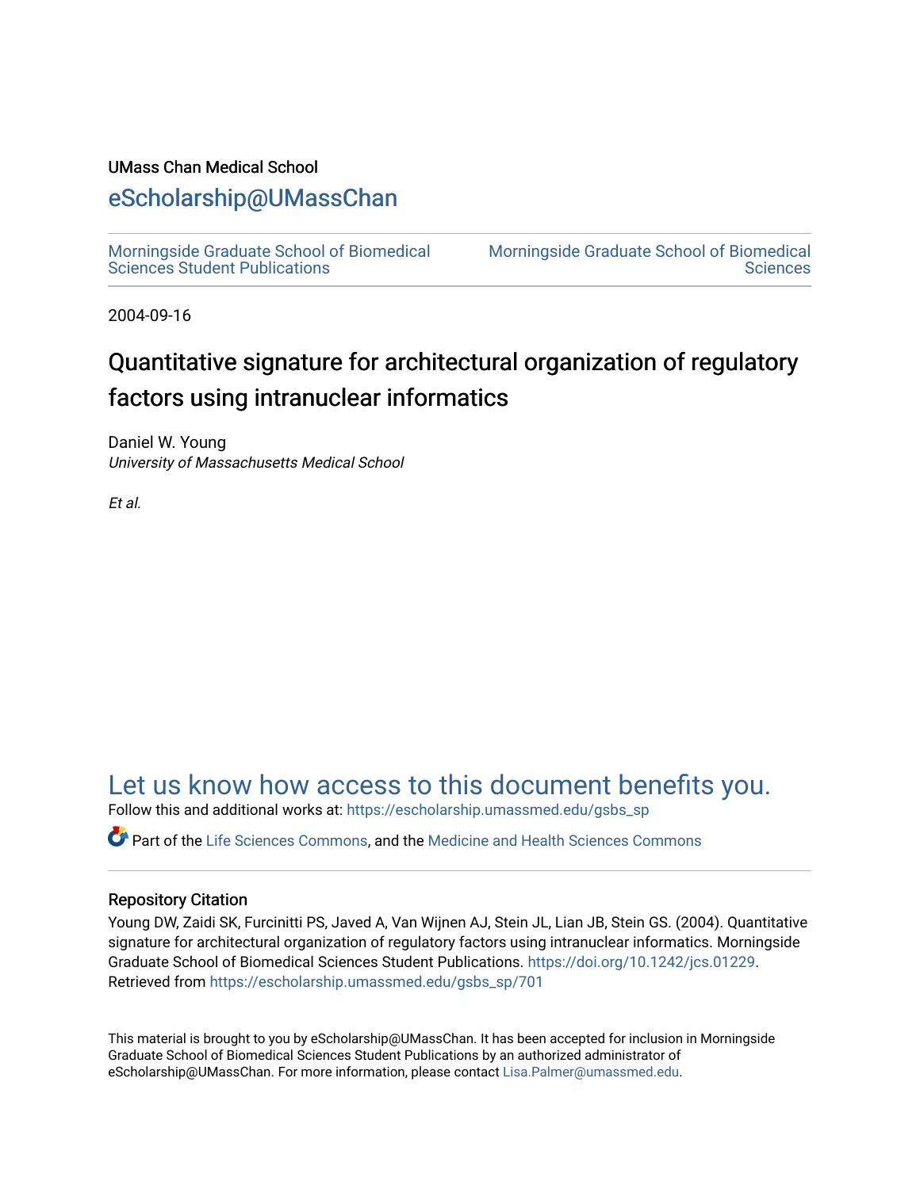UMass Chan Medical School

## eScholarship@UMassChan

Morningside Graduate School of Biomedical Sciences Student Publications

Morningside Graduate School of Biomedical Sciences

2004-09-16

# Quantitative signature for architectural organization of regulatory factors using intranuclear informatics

Daniel W. Young
*University of Massachusetts Medical School*

*Et al.*

## Let us know how access to this document benefits you.

Follow this and additional works at: https://escholarship.umassmed.edu/gsbs_sp

Part of the Life Sciences Commons, and the Medicine and Health Sciences Commons

### Repository Citation

Young DW, Zaidi SK, Furcinitti PS, Javed A, Van Wijnen AJ, Stein JL, Lian JB, Stein GS. (2004). Quantitative signature for architectural organization of regulatory factors using intranuclear informatics. Morningside Graduate School of Biomedical Sciences Student Publications. https://doi.org/10.1242/jcs.01229. Retrieved from https://escholarship.umassmed.edu/gsbs_sp/701

This material is brought to you by eScholarship@UMassChan. It has been accepted for inclusion in Morningside Graduate School of Biomedical Sciences Student Publications by an authorized administrator of eScholarship@UMassChan. For more information, please contact Lisa.Palmer@umassmed.edu.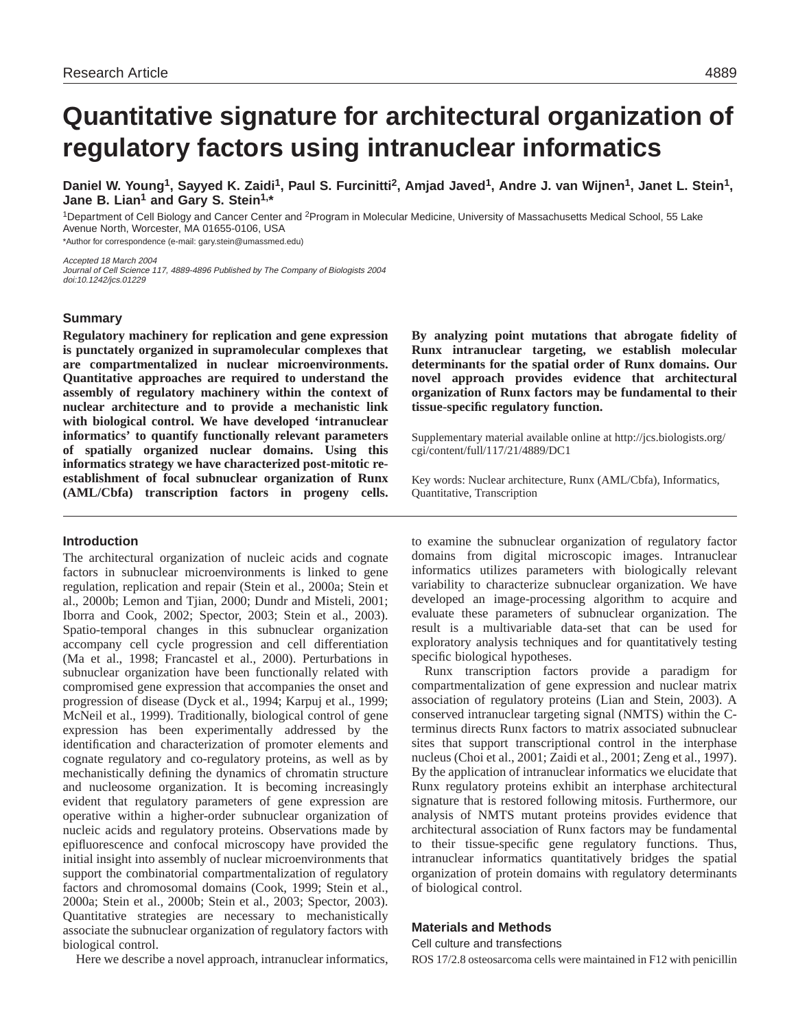# Quantitative signature for architectural organization of regulatory factors using intranuclear informatics

**Daniel W. Young[1], Sayyed K. Zaidi[1], Paul S. Furcinitti[2], Amjad Javed[1], Andre J. van Wijnen[1], Janet L. Stein[1], Jane B. Lian[1] and Gary S. Stein[1,*]**

[1]Department of Cell Biology and Cancer Center and [2]Program in Molecular Medicine, University of Massachusetts Medical School, 55 Lake Avenue North, Worcester, MA 01655-0106, USA

*Author for correspondence (e-mail: gary.stein@umassmed.edu)

*Accepted 18 March 2004*
*Journal of Cell Science 117, 4889-4896 Published by The Company of Biologists 2004*
*doi:10.1242/jcs.01229*

## Summary

**Regulatory machinery for replication and gene expression is punctately organized in supramolecular complexes that are compartmentalized in nuclear microenvironments. Quantitative approaches are required to understand the assembly of regulatory machinery within the context of nuclear architecture and to provide a mechanistic link with biological control. We have developed 'intranuclear informatics' to quantify functionally relevant parameters of spatially organized nuclear domains. Using this informatics strategy we have characterized post-mitotic re-establishment of focal subnuclear organization of Runx (AML/Cbfa) transcription factors in progeny cells. By analyzing point mutations that abrogate fidelity of Runx intranuclear targeting, we establish molecular determinants for the spatial order of Runx domains. Our novel approach provides evidence that architectural organization of Runx factors may be fundamental to their tissue-specific regulatory function.**

Supplementary material available online at http://jcs.biologists.org/cgi/content/full/117/21/4889/DC1

Key words: Nuclear architecture, Runx (AML/Cbfa), Informatics, Quantitative, Transcription

## Introduction

The architectural organization of nucleic acids and cognate factors in subnuclear microenvironments is linked to gene regulation, replication and repair (Stein et al., 2000a; Stein et al., 2000b; Lemon and Tjian, 2000; Dundr and Misteli, 2001; Iborra and Cook, 2002; Spector, 2003; Stein et al., 2003). Spatio-temporal changes in this subnuclear organization accompany cell cycle progression and cell differentiation (Ma et al., 1998; Francastel et al., 2000). Perturbations in subnuclear organization have been functionally related with compromised gene expression that accompanies the onset and progression of disease (Dyck et al., 1994; Karpuj et al., 1999; McNeil et al., 1999). Traditionally, biological control of gene expression has been experimentally addressed by the identification and characterization of promoter elements and cognate regulatory and co-regulatory proteins, as well as by mechanistically defining the dynamics of chromatin structure and nucleosome organization. It is becoming increasingly evident that regulatory parameters of gene expression are operative within a higher-order subnuclear organization of nucleic acids and regulatory proteins. Observations made by epifluorescence and confocal microscopy have provided the initial insight into assembly of nuclear microenvironments that support the combinatorial compartmentalization of regulatory factors and chromosomal domains (Cook, 1999; Stein et al., 2000a; Stein et al., 2000b; Stein et al., 2003; Spector, 2003). Quantitative strategies are necessary to mechanistically associate the subnuclear organization of regulatory factors with biological control.

Here we describe a novel approach, intranuclear informatics, to examine the subnuclear organization of regulatory factor domains from digital microscopic images. Intranuclear informatics utilizes parameters with biologically relevant variability to characterize subnuclear organization. We have developed an image-processing algorithm to acquire and evaluate these parameters of subnuclear organization. The result is a multivariable data-set that can be used for exploratory analysis techniques and for quantitatively testing specific biological hypotheses.

Runx transcription factors provide a paradigm for compartmentalization of gene expression and nuclear matrix association of regulatory proteins (Lian and Stein, 2003). A conserved intranuclear targeting signal (NMTS) within the C-terminus directs Runx factors to matrix associated subnuclear sites that support transcriptional control in the interphase nucleus (Choi et al., 2001; Zaidi et al., 2001; Zeng et al., 1997). By the application of intranuclear informatics we elucidate that Runx regulatory proteins exhibit an interphase architectural signature that is restored following mitosis. Furthermore, our analysis of NMTS mutant proteins provides evidence that architectural association of Runx factors may be fundamental to their tissue-specific gene regulatory functions. Thus, intranuclear informatics quantitatively bridges the spatial organization of protein domains with regulatory determinants of biological control.

## Materials and Methods

### Cell culture and transfections

ROS 17/2.8 osteosarcoma cells were maintained in F12 with penicillin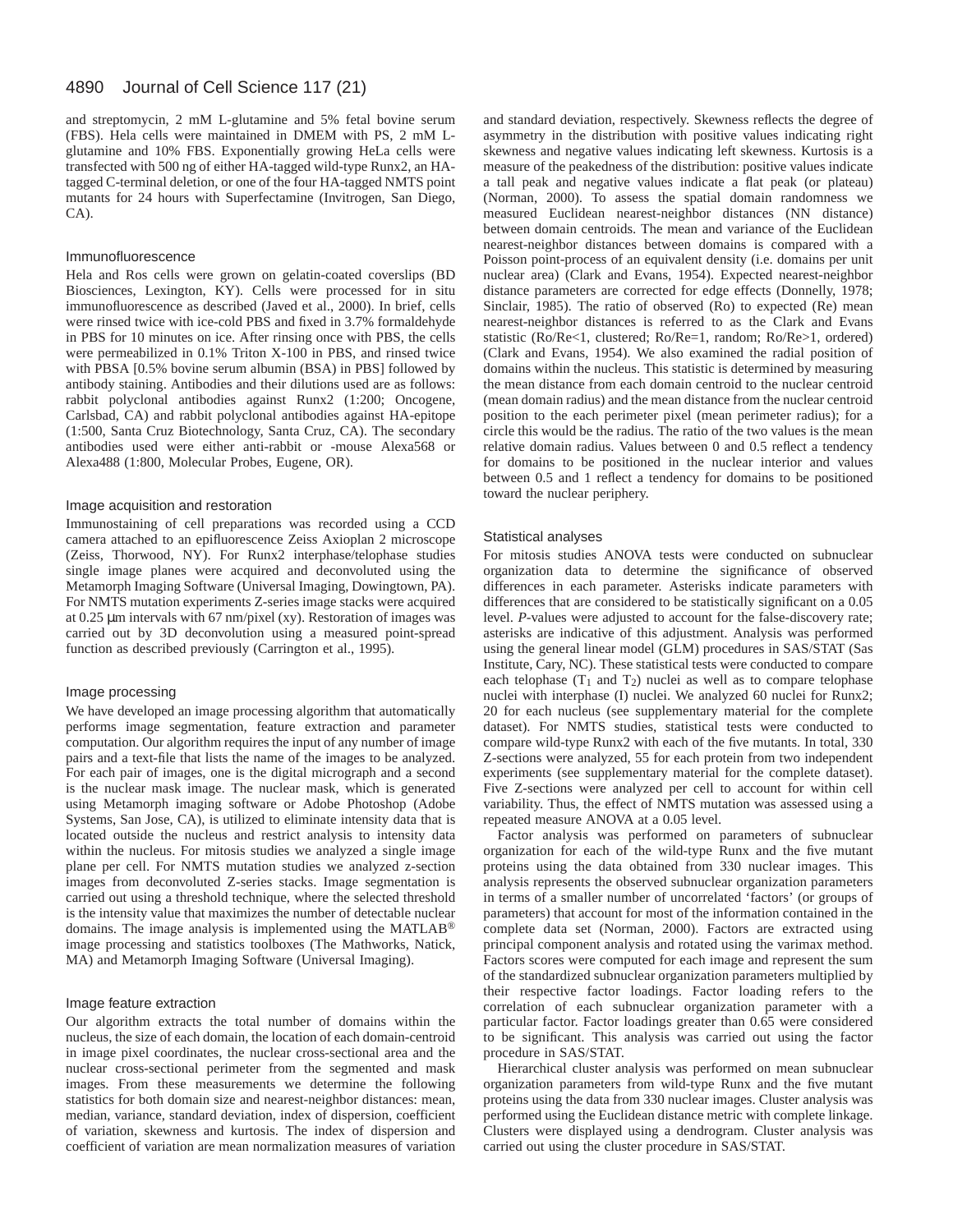and streptomycin, 2 mM L-glutamine and 5% fetal bovine serum (FBS). Hela cells were maintained in DMEM with PS, 2 mM L-glutamine and 10% FBS. Exponentially growing HeLa cells were transfected with 500 ng of either HA-tagged wild-type Runx2, an HA-tagged C-terminal deletion, or one of the four HA-tagged NMTS point mutants for 24 hours with Superfectamine (Invitrogen, San Diego, CA).

### Immunofluorescence

Hela and Ros cells were grown on gelatin-coated coverslips (BD Biosciences, Lexington, KY). Cells were processed for in situ immunofluorescence as described (Javed et al., 2000). In brief, cells were rinsed twice with ice-cold PBS and fixed in 3.7% formaldehyde in PBS for 10 minutes on ice. After rinsing once with PBS, the cells were permeabilized in 0.1% Triton X-100 in PBS, and rinsed twice with PBSA [0.5% bovine serum albumin (BSA) in PBS] followed by antibody staining. Antibodies and their dilutions used are as follows: rabbit polyclonal antibodies against Runx2 (1:200; Oncogene, Carlsbad, CA) and rabbit polyclonal antibodies against HA-epitope (1:500, Santa Cruz Biotechnology, Santa Cruz, CA). The secondary antibodies used were either anti-rabbit or -mouse Alexa568 or Alexa488 (1:800, Molecular Probes, Eugene, OR).

### Image acquisition and restoration

Immunostaining of cell preparations was recorded using a CCD camera attached to an epifluorescence Zeiss Axioplan 2 microscope (Zeiss, Thorwood, NY). For Runx2 interphase/telophase studies single image planes were acquired and deconvoluted using the Metamorph Imaging Software (Universal Imaging, Dowingtown, PA). For NMTS mutation experiments Z-series image stacks were acquired at 0.25 μm intervals with 67 nm/pixel (xy). Restoration of images was carried out by 3D deconvolution using a measured point-spread function as described previously (Carrington et al., 1995).

### Image processing

We have developed an image processing algorithm that automatically performs image segmentation, feature extraction and parameter computation. Our algorithm requires the input of any number of image pairs and a text-file that lists the name of the images to be analyzed. For each pair of images, one is the digital micrograph and a second is the nuclear mask image. The nuclear mask, which is generated using Metamorph imaging software or Adobe Photoshop (Adobe Systems, San Jose, CA), is utilized to eliminate intensity data that is located outside the nucleus and restrict analysis to intensity data within the nucleus. For mitosis studies we analyzed a single image plane per cell. For NMTS mutation studies we analyzed z-section images from deconvoluted Z-series stacks. Image segmentation is carried out using a threshold technique, where the selected threshold is the intensity value that maximizes the number of detectable nuclear domains. The image analysis is implemented using the MATLAB® image processing and statistics toolboxes (The Mathworks, Natick, MA) and Metamorph Imaging Software (Universal Imaging).

### Image feature extraction

Our algorithm extracts the total number of domains within the nucleus, the size of each domain, the location of each domain-centroid in image pixel coordinates, the nuclear cross-sectional area and the nuclear cross-sectional perimeter from the segmented and mask images. From these measurements we determine the following statistics for both domain size and nearest-neighbor distances: mean, median, variance, standard deviation, index of dispersion, coefficient of variation, skewness and kurtosis. The index of dispersion and coefficient of variation are mean normalization measures of variation and standard deviation, respectively. Skewness reflects the degree of asymmetry in the distribution with positive values indicating right skewness and negative values indicating left skewness. Kurtosis is a measure of the peakedness of the distribution: positive values indicate a tall peak and negative values indicate a flat peak (or plateau) (Norman, 2000). To assess the spatial domain randomness we measured Euclidean nearest-neighbor distances (NN distance) between domain centroids. The mean and variance of the Euclidean nearest-neighbor distances between domains is compared with a Poisson point-process of an equivalent density (i.e. domains per unit nuclear area) (Clark and Evans, 1954). Expected nearest-neighbor distance parameters are corrected for edge effects (Donnelly, 1978; Sinclair, 1985). The ratio of observed (Ro) to expected (Re) mean nearest-neighbor distances is referred to as the Clark and Evans statistic (Ro/Re<1, clustered; Ro/Re=1, random; Ro/Re>1, ordered) (Clark and Evans, 1954). We also examined the radial position of domains within the nucleus. This statistic is determined by measuring the mean distance from each domain centroid to the nuclear centroid (mean domain radius) and the mean distance from the nuclear centroid position to the each perimeter pixel (mean perimeter radius); for a circle this would be the radius. The ratio of the two values is the mean relative domain radius. Values between 0 and 0.5 reflect a tendency for domains to be positioned in the nuclear interior and values between 0.5 and 1 reflect a tendency for domains to be positioned toward the nuclear periphery.

### Statistical analyses

For mitosis studies ANOVA tests were conducted on subnuclear organization data to determine the significance of observed differences in each parameter. Asterisks indicate parameters with differences that are considered to be statistically significant on a 0.05 level. *P*-values were adjusted to account for the false-discovery rate; asterisks are indicative of this adjustment. Analysis was performed using the general linear model (GLM) procedures in SAS/STAT (Sas Institute, Cary, NC). These statistical tests were conducted to compare each telophase ($T_1$ and $T_2$) nuclei as well as to compare telophase nuclei with interphase (I) nuclei. We analyzed 60 nuclei for Runx2; 20 for each nucleus (see supplementary material for the complete dataset). For NMTS studies, statistical tests were conducted to compare wild-type Runx2 with each of the five mutants. In total, 330 Z-sections were analyzed, 55 for each protein from two independent experiments (see supplementary material for the complete dataset). Five Z-sections were analyzed per cell to account for within cell variability. Thus, the effect of NMTS mutation was assessed using a repeated measure ANOVA at a 0.05 level.

Factor analysis was performed on parameters of subnuclear organization for each of the wild-type Runx and the five mutant proteins using the data obtained from 330 nuclear images. This analysis represents the observed subnuclear organization parameters in terms of a smaller number of uncorrelated 'factors' (or groups of parameters) that account for most of the information contained in the complete data set (Norman, 2000). Factors are extracted using principal component analysis and rotated using the varimax method. Factors scores were computed for each image and represent the sum of the standardized subnuclear organization parameters multiplied by their respective factor loadings. Factor loading refers to the correlation of each subnuclear organization parameter with a particular factor. Factor loadings greater than 0.65 were considered to be significant. This analysis was carried out using the factor procedure in SAS/STAT.

Hierarchical cluster analysis was performed on mean subnuclear organization parameters from wild-type Runx and the five mutant proteins using the data from 330 nuclear images. Cluster analysis was performed using the Euclidean distance metric with complete linkage. Clusters were displayed using a dendrogram. Cluster analysis was carried out using the cluster procedure in SAS/STAT.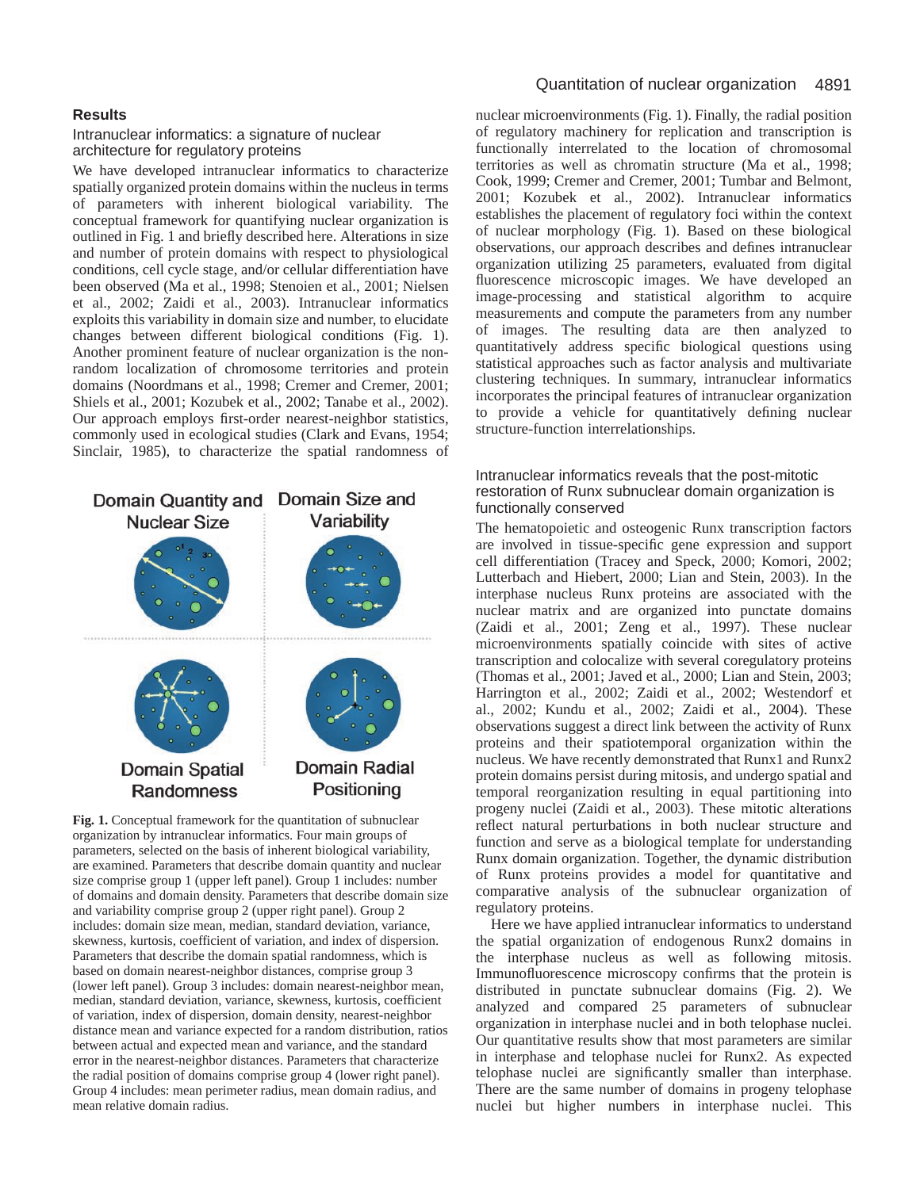## Results

### Intranuclear informatics: a signature of nuclear architecture for regulatory proteins

We have developed intranuclear informatics to characterize spatially organized protein domains within the nucleus in terms of parameters with inherent biological variability. The conceptual framework for quantifying nuclear organization is outlined in Fig. 1 and briefly described here. Alterations in size and number of protein domains with respect to physiological conditions, cell cycle stage, and/or cellular differentiation have been observed (Ma et al., 1998; Stenoien et al., 2001; Nielsen et al., 2002; Zaidi et al., 2003). Intranuclear informatics exploits this variability in domain size and number, to elucidate changes between different biological conditions (Fig. 1). Another prominent feature of nuclear organization is the non-random localization of chromosome territories and protein domains (Noordmans et al., 1998; Cremer and Cremer, 2001; Shiels et al., 2001; Kozubek et al., 2002; Tanabe et al., 2002). Our approach employs first-order nearest-neighbor statistics, commonly used in ecological studies (Clark and Evans, 1954; Sinclair, 1985), to characterize the spatial randomness of nuclear microenvironments (Fig. 1). Finally, the radial position of regulatory machinery for replication and transcription is functionally interrelated to the location of chromosomal territories as well as chromatin structure (Ma et al., 1998; Cook, 1999; Cremer and Cremer, 2001; Tumbar and Belmont, 2001; Kozubek et al., 2002). Intranuclear informatics establishes the placement of regulatory foci within the context of nuclear morphology (Fig. 1). Based on these biological observations, our approach describes and defines intranuclear organization utilizing 25 parameters, evaluated from digital fluorescence microscopic images. We have developed an image-processing and statistical algorithm to acquire measurements and compute the parameters from any number of images. The resulting data are then analyzed to quantitatively address specific biological questions using statistical approaches such as factor analysis and multivariate clustering techniques. In summary, intranuclear informatics incorporates the principal features of intranuclear organization to provide a vehicle for quantitatively defining nuclear structure-function interrelationships.

Domain Quantity and Nuclear Size | Domain Size and Variability | Domain Spatial Randomness | Domain Radial Positioning

**Fig. 1.** Conceptual framework for the quantitation of subnuclear organization by intranuclear informatics. Four main groups of parameters, selected on the basis of inherent biological variability, are examined. Parameters that describe domain quantity and nuclear size comprise group 1 (upper left panel). Group 1 includes: number of domains and domain density. Parameters that describe domain size and variability comprise group 2 (upper right panel). Group 2 includes: domain size mean, median, standard deviation, variance, skewness, kurtosis, coefficient of variation, and index of dispersion. Parameters that describe the domain spatial randomness, which is based on domain nearest-neighbor distances, comprise group 3 (lower left panel). Group 3 includes: domain nearest-neighbor mean, median, standard deviation, variance, skewness, kurtosis, coefficient of variation, index of dispersion, domain density, nearest-neighbor distance mean and variance expected for a random distribution, ratios between actual and expected mean and variance, and the standard error in the nearest-neighbor distances. Parameters that characterize the radial position of domains comprise group 4 (lower right panel). Group 4 includes: mean perimeter radius, mean domain radius, and mean relative domain radius.

### Intranuclear informatics reveals that the post-mitotic restoration of Runx subnuclear domain organization is functionally conserved

The hematopoietic and osteogenic Runx transcription factors are involved in tissue-specific gene expression and support cell differentiation (Tracey and Speck, 2000; Komori, 2002; Lutterbach and Hiebert, 2000; Lian and Stein, 2003). In the interphase nucleus Runx proteins are associated with the nuclear matrix and are organized into punctate domains (Zaidi et al., 2001; Zeng et al., 1997). These nuclear microenvironments spatially coincide with sites of active transcription and colocalize with several coregulatory proteins (Thomas et al., 2001; Javed et al., 2000; Lian and Stein, 2003; Harrington et al., 2002; Zaidi et al., 2002; Westendorf et al., 2002; Kundu et al., 2002; Zaidi et al., 2004). These observations suggest a direct link between the activity of Runx proteins and their spatiotemporal organization within the nucleus. We have recently demonstrated that Runx1 and Runx2 protein domains persist during mitosis, and undergo spatial and temporal reorganization resulting in equal partitioning into progeny nuclei (Zaidi et al., 2003). These mitotic alterations reflect natural perturbations in both nuclear structure and function and serve as a biological template for understanding Runx domain organization. Together, the dynamic distribution of Runx proteins provides a model for quantitative and comparative analysis of the subnuclear organization of regulatory proteins.

Here we have applied intranuclear informatics to understand the spatial organization of endogenous Runx2 domains in the interphase nucleus as well as following mitosis. Immunofluorescence microscopy confirms that the protein is distributed in punctate subnuclear domains (Fig. 2). We analyzed and compared 25 parameters of subnuclear organization in interphase nuclei and in both telophase nuclei. Our quantitative results show that most parameters are similar in interphase and telophase nuclei for Runx2. As expected telophase nuclei are significantly smaller than interphase. There are the same number of domains in progeny telophase nuclei but higher numbers in interphase nuclei. This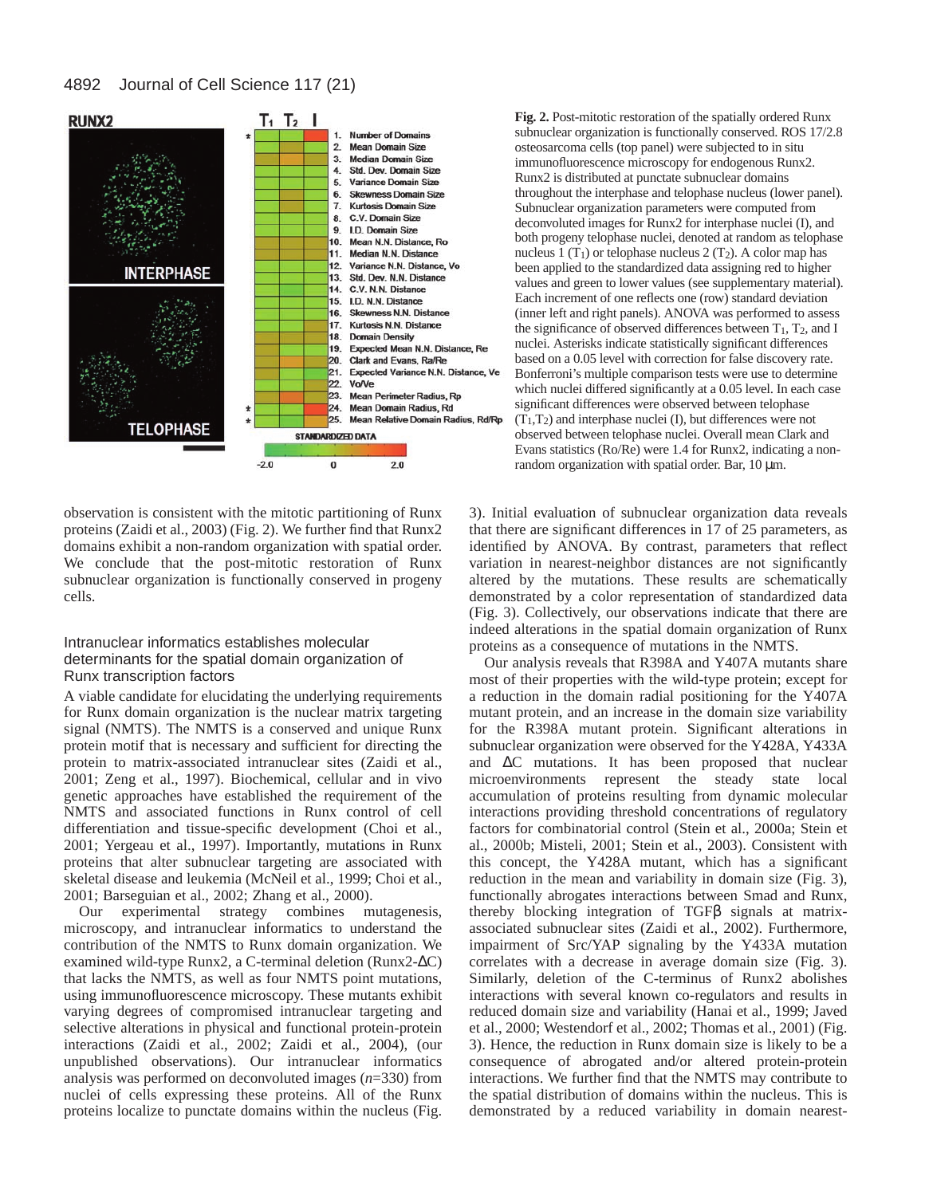**Fig. 2.** Post-mitotic restoration of the spatially ordered Runx subnuclear organization is functionally conserved. ROS 17/2.8 osteosarcoma cells (top panel) were subjected to in situ immunofluorescence microscopy for endogenous Runx2. Runx2 is distributed at punctate subnuclear domains throughout the interphase and telophase nucleus (lower panel). Subnuclear organization parameters were computed from deconvoluted images for Runx2 for interphase nuclei (I), and both progeny telophase nuclei, denoted at random as telophase nucleus 1 ($T_1$) or telophase nucleus 2 ($T_2$). A color map has been applied to the standardized data assigning red to higher values and green to lower values (see supplementary material). Each increment of one reflects one (row) standard deviation (inner left and right panels). ANOVA was performed to assess the significance of observed differences between $T_1$, $T_2$, and I nuclei. Asterisks indicate statistically significant differences based on a 0.05 level with correction for false discovery rate. Bonferroni's multiple comparison tests were use to determine which nuclei differed significantly at a 0.05 level. In each case significant differences were observed between telophase ($T_1$,$T_2$) and interphase nuclei (I), but differences were not observed between telophase nuclei. Overall mean Clark and Evans statistics (Ro/Re) were 1.4 for Runx2, indicating a non-random organization with spatial order. Bar, 10 μm.

observation is consistent with the mitotic partitioning of Runx proteins (Zaidi et al., 2003) (Fig. 2). We further find that Runx2 domains exhibit a non-random organization with spatial order. We conclude that the post-mitotic restoration of Runx subnuclear organization is functionally conserved in progeny cells.

## Intranuclear informatics establishes molecular determinants for the spatial domain organization of Runx transcription factors

A viable candidate for elucidating the underlying requirements for Runx domain organization is the nuclear matrix targeting signal (NMTS). The NMTS is a conserved and unique Runx protein motif that is necessary and sufficient for directing the protein to matrix-associated intranuclear sites (Zaidi et al., 2001; Zeng et al., 1997). Biochemical, cellular and in vivo genetic approaches have established the requirement of the NMTS and associated functions in Runx control of cell differentiation and tissue-specific development (Choi et al., 2001; Yergeau et al., 1997). Importantly, mutations in Runx proteins that alter subnuclear targeting are associated with skeletal disease and leukemia (McNeil et al., 1999; Choi et al., 2001; Barseguian et al., 2002; Zhang et al., 2000).

Our experimental strategy combines mutagenesis, microscopy, and intranuclear informatics to understand the contribution of the NMTS to Runx domain organization. We examined wild-type Runx2, a C-terminal deletion (Runx2-ΔC) that lacks the NMTS, as well as four NMTS point mutations, using immunofluorescence microscopy. These mutants exhibit varying degrees of compromised intranuclear targeting and selective alterations in physical and functional protein-protein interactions (Zaidi et al., 2002; Zaidi et al., 2004), (our unpublished observations). Our intranuclear informatics analysis was performed on deconvoluted images ($n$=330) from nuclei of cells expressing these proteins. All of the Runx proteins localize to punctate domains within the nucleus (Fig. 3). Initial evaluation of subnuclear organization data reveals that there are significant differences in 17 of 25 parameters, as identified by ANOVA. By contrast, parameters that reflect variation in nearest-neighbor distances are not significantly altered by the mutations. These results are schematically demonstrated by a color representation of standardized data (Fig. 3). Collectively, our observations indicate that there are indeed alterations in the spatial domain organization of Runx proteins as a consequence of mutations in the NMTS.

Our analysis reveals that R398A and Y407A mutants share most of their properties with the wild-type protein; except for a reduction in the domain radial positioning for the Y407A mutant protein, and an increase in the domain size variability for the R398A mutant protein. Significant alterations in subnuclear organization were observed for the Y428A, Y433A and ΔC mutations. It has been proposed that nuclear microenvironments represent the steady state local accumulation of proteins resulting from dynamic molecular interactions providing threshold concentrations of regulatory factors for combinatorial control (Stein et al., 2000a; Stein et al., 2000b; Misteli, 2001; Stein et al., 2003). Consistent with this concept, the Y428A mutant, which has a significant reduction in the mean and variability in domain size (Fig. 3), functionally abrogates interactions between Smad and Runx, thereby blocking integration of TGFβ signals at matrix-associated subnuclear sites (Zaidi et al., 2002). Furthermore, impairment of Src/YAP signaling by the Y433A mutation correlates with a decrease in average domain size (Fig. 3). Similarly, deletion of the C-terminus of Runx2 abolishes interactions with several known co-regulators and results in reduced domain size and variability (Hanai et al., 1999; Javed et al., 2000; Westendorf et al., 2002; Thomas et al., 2001) (Fig. 3). Hence, the reduction in Runx domain size is likely to be a consequence of abrogated and/or altered protein-protein interactions. We further find that the NMTS may contribute to the spatial distribution of domains within the nucleus. This is demonstrated by a reduced variability in domain nearest-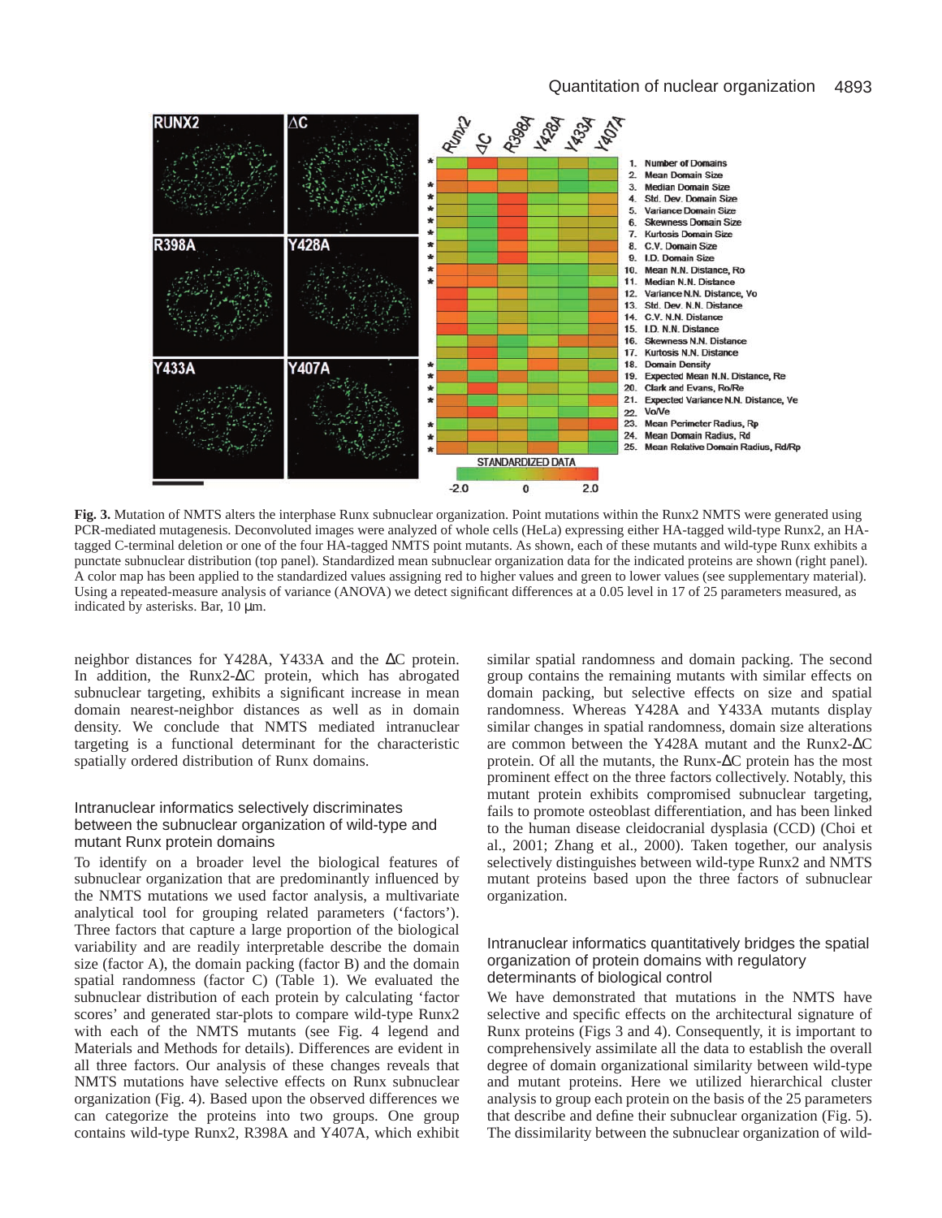**Fig. 3.** Mutation of NMTS alters the interphase Runx subnuclear organization. Point mutations within the Runx2 NMTS were generated using PCR-mediated mutagenesis. Deconvoluted images were analyzed of whole cells (HeLa) expressing either HA-tagged wild-type Runx2, an HA-tagged C-terminal deletion or one of the four HA-tagged NMTS point mutants. As shown, each of these mutants and wild-type Runx exhibits a punctate subnuclear distribution (top panel). Standardized mean subnuclear organization data for the indicated proteins are shown (right panel). A color map has been applied to the standardized values assigning red to higher values and green to lower values (see supplementary material). Using a repeated-measure analysis of variance (ANOVA) we detect significant differences at a 0.05 level in 17 of 25 parameters measured, as indicated by asterisks. Bar, 10 μm.

neighbor distances for Y428A, Y433A and the ΔC protein. In addition, the Runx2-ΔC protein, which has abrogated subnuclear targeting, exhibits a significant increase in mean domain nearest-neighbor distances as well as in domain density. We conclude that NMTS mediated intranuclear targeting is a functional determinant for the characteristic spatially ordered distribution of Runx domains.

### Intranuclear informatics selectively discriminates between the subnuclear organization of wild-type and mutant Runx protein domains

To identify on a broader level the biological features of subnuclear organization that are predominantly influenced by the NMTS mutations we used factor analysis, a multivariate analytical tool for grouping related parameters ('factors'). Three factors that capture a large proportion of the biological variability and are readily interpretable describe the domain size (factor A), the domain packing (factor B) and the domain spatial randomness (factor C) (Table 1). We evaluated the subnuclear distribution of each protein by calculating 'factor scores' and generated star-plots to compare wild-type Runx2 with each of the NMTS mutants (see Fig. 4 legend and Materials and Methods for details). Differences are evident in all three factors. Our analysis of these changes reveals that NMTS mutations have selective effects on Runx subnuclear organization (Fig. 4). Based upon the observed differences we can categorize the proteins into two groups. One group contains wild-type Runx2, R398A and Y407A, which exhibit similar spatial randomness and domain packing. The second group contains the remaining mutants with similar effects on domain packing, but selective effects on size and spatial randomness. Whereas Y428A and Y433A mutants display similar changes in spatial randomness, domain size alterations are common between the Y428A mutant and the Runx2-ΔC protein. Of all the mutants, the Runx-ΔC protein has the most prominent effect on the three factors collectively. Notably, this mutant protein exhibits compromised subnuclear targeting, fails to promote osteoblast differentiation, and has been linked to the human disease cleidocranial dysplasia (CCD) (Choi et al., 2001; Zhang et al., 2000). Taken together, our analysis selectively distinguishes between wild-type Runx2 and NMTS mutant proteins based upon the three factors of subnuclear organization.

### Intranuclear informatics quantitatively bridges the spatial organization of protein domains with regulatory determinants of biological control

We have demonstrated that mutations in the NMTS have selective and specific effects on the architectural signature of Runx proteins (Figs 3 and 4). Consequently, it is important to comprehensively assimilate all the data to establish the overall degree of domain organizational similarity between wild-type and mutant proteins. Here we utilized hierarchical cluster analysis to group each protein on the basis of the 25 parameters that describe and define their subnuclear organization (Fig. 5). The dissimilarity between the subnuclear organization of wild-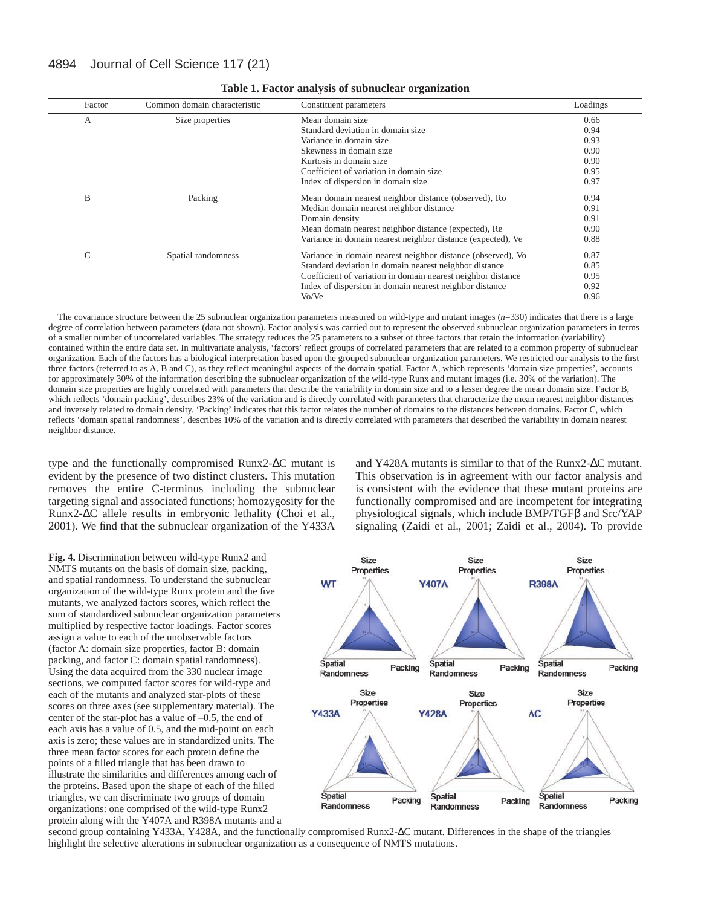**Table 1. Factor analysis of subnuclear organization**

| Factor | Common domain characteristic | Constituent parameters | Loadings |
|---|---|---|---|
| A | Size properties | Mean domain size | 0.66 |
| | | Standard deviation in domain size | 0.94 |
| | | Variance in domain size | 0.93 |
| | | Skewness in domain size | 0.90 |
| | | Kurtosis in domain size | 0.90 |
| | | Coefficient of variation in domain size | 0.95 |
| | | Index of dispersion in domain size | 0.97 |
| B | Packing | Mean domain nearest neighbor distance (observed), Ro | 0.94 |
| | | Median domain nearest neighbor distance | 0.91 |
| | | Domain density | –0.91 |
| | | Mean domain nearest neighbor distance (expected), Re | 0.90 |
| | | Variance in domain nearest neighbor distance (expected), Ve | 0.88 |
| C | Spatial randomness | Variance in domain nearest neighbor distance (observed), Vo | 0.87 |
| | | Standard deviation in domain nearest neighbor distance | 0.85 |
| | | Coefficient of variation in domain nearest neighbor distance | 0.95 |
| | | Index of dispersion in domain nearest neighbor distance | 0.92 |
| | | Vo/Ve | 0.96 |

The covariance structure between the 25 subnuclear organization parameters measured on wild-type and mutant images ($n$=330) indicates that there is a large degree of correlation between parameters (data not shown). Factor analysis was carried out to represent the observed subnuclear organization parameters in terms of a smaller number of uncorrelated variables. The strategy reduces the 25 parameters to a subset of three factors that retain the information (variability) contained within the entire data set. In multivariate analysis, 'factors' reflect groups of correlated parameters that are related to a common property of subnuclear organization. Each of the factors has a biological interpretation based upon the grouped subnuclear organization parameters. We restricted our analysis to the first three factors (referred to as A, B and C), as they reflect meaningful aspects of the domain spatial. Factor A, which represents 'domain size properties', accounts for approximately 30% of the information describing the subnuclear organization of the wild-type Runx and mutant images (i.e. 30% of the variation). The domain size properties are highly correlated with parameters that describe the variability in domain size and to a lesser degree the mean domain size. Factor B, which reflects 'domain packing', describes 23% of the variation and is directly correlated with parameters that characterize the mean nearest neighbor distances and inversely related to domain density. 'Packing' indicates that this factor relates the number of domains to the distances between domains. Factor C, which reflects 'domain spatial randomness', describes 10% of the variation and is directly correlated with parameters that described the variability in domain nearest neighbor distance.

type and the functionally compromised Runx2-ΔC mutant is evident by the presence of two distinct clusters. This mutation removes the entire C-terminus including the subnuclear targeting signal and associated functions; homozygosity for the Runx2-ΔC allele results in embryonic lethality (Choi et al., 2001). We find that the subnuclear organization of the Y433A and Y428A mutants is similar to that of the Runx2-ΔC mutant. This observation is in agreement with our factor analysis and is consistent with the evidence that these mutant proteins are functionally compromised and are incompetent for integrating physiological signals, which include BMP/TGFβ and Src/YAP signaling (Zaidi et al., 2001; Zaidi et al., 2004). To provide

**Fig. 4.** Discrimination between wild-type Runx2 and NMTS mutants on the basis of domain size, packing, and spatial randomness. To understand the subnuclear organization of the wild-type Runx protein and the five mutants, we analyzed factors scores, which reflect the sum of standardized subnuclear organization parameters multiplied by respective factor loadings. Factor scores assign a value to each of the unobservable factors (factor A: domain size properties, factor B: domain packing, and factor C: domain spatial randomness). Using the data acquired from the 330 nuclear image sections, we computed factor scores for wild-type and each of the mutants and analyzed star-plots of these scores on three axes (see supplementary material). The center of the star-plot has a value of –0.5, the end of each axis has a value of 0.5, and the mid-point on each axis is zero; these values are in standardized units. The three mean factor scores for each protein define the points of a filled triangle that has been drawn to illustrate the similarities and differences among each of the proteins. Based upon the shape of each of the filled triangles, we can discriminate two groups of domain organizations: one comprised of the wild-type Runx2 protein along with the Y407A and R398A mutants and a second group containing Y433A, Y428A, and the functionally compromised Runx2-ΔC mutant. Differences in the shape of the triangles highlight the selective alterations in subnuclear organization as a consequence of NMTS mutations.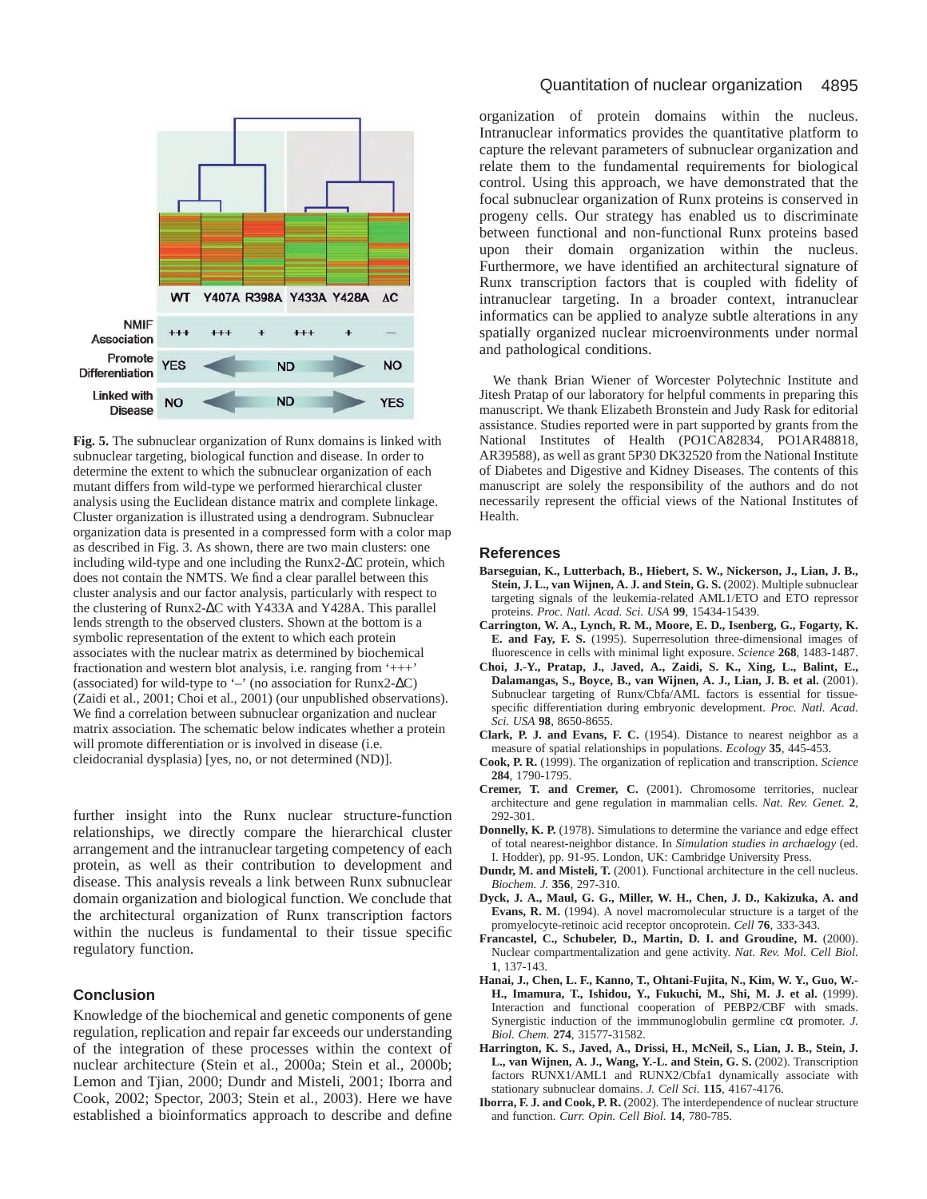WT Y407A R398A Y433A Y428A ΔC

NMIF Association +++ +++ + +++ + —

Promote Differentiation YES ND NO

Linked with Disease NO ND YES

**Fig. 5.** The subnuclear organization of Runx domains is linked with subnuclear targeting, biological function and disease. In order to determine the extent to which the subnuclear organization of each mutant differs from wild-type we performed hierarchical cluster analysis using the Euclidean distance matrix and complete linkage. Cluster organization is illustrated using a dendrogram. Subnuclear organization data is presented in a compressed form with a color map as described in Fig. 3. As shown, there are two main clusters: one including wild-type and one including the Runx2-ΔC protein, which does not contain the NMTS. We find a clear parallel between this cluster analysis and our factor analysis, particularly with respect to the clustering of Runx2-ΔC with Y433A and Y428A. This parallel lends strength to the observed clusters. Shown at the bottom is a symbolic representation of the extent to which each protein associates with the nuclear matrix as determined by biochemical fractionation and western blot analysis, i.e. ranging from '+++' (associated) for wild-type to '–' (no association for Runx2-ΔC) (Zaidi et al., 2001; Choi et al., 2001) (our unpublished observations). We find a correlation between subnuclear organization and nuclear matrix association. The schematic below indicates whether a protein will promote differentiation or is involved in disease (i.e. cleidocranial dysplasia) [yes, no, or not determined (ND)].

further insight into the Runx nuclear structure-function relationships, we directly compare the hierarchical cluster arrangement and the intranuclear targeting competency of each protein, as well as their contribution to development and disease. This analysis reveals a link between Runx subnuclear domain organization and biological function. We conclude that the architectural organization of Runx transcription factors within the nucleus is fundamental to their tissue specific regulatory function.

## Conclusion

Knowledge of the biochemical and genetic components of gene regulation, replication and repair far exceeds our understanding of the integration of these processes within the context of nuclear architecture (Stein et al., 2000a; Stein et al., 2000b; Lemon and Tjian, 2000; Dundr and Misteli, 2001; Iborra and Cook, 2002; Spector, 2003; Stein et al., 2003). Here we have established a bioinformatics approach to describe and define organization of protein domains within the nucleus. Intranuclear informatics provides the quantitative platform to capture the relevant parameters of subnuclear organization and relate them to the fundamental requirements for biological control. Using this approach, we have demonstrated that the focal subnuclear organization of Runx proteins is conserved in progeny cells. Our strategy has enabled us to discriminate between functional and non-functional Runx proteins based upon their domain organization within the nucleus. Furthermore, we have identified an architectural signature of Runx transcription factors that is coupled with fidelity of intranuclear targeting. In a broader context, intranuclear informatics can be applied to analyze subtle alterations in any spatially organized nuclear microenvironments under normal and pathological conditions.

We thank Brian Wiener of Worcester Polytechnic Institute and Jitesh Pratap of our laboratory for helpful comments in preparing this manuscript. We thank Elizabeth Bronstein and Judy Rask for editorial assistance. Studies reported were in part supported by grants from the National Institutes of Health (PO1CA82834, PO1AR48818, AR39588), as well as grant 5P30 DK32520 from the National Institute of Diabetes and Digestive and Kidney Diseases. The contents of this manuscript are solely the responsibility of the authors and do not necessarily represent the official views of the National Institutes of Health.

## References

**Barseguian, K., Lutterbach, B., Hiebert, S. W., Nickerson, J., Lian, J. B., Stein, J. L., van Wijnen, A. J. and Stein, G. S.** (2002). Multiple subnuclear targeting signals of the leukemia-related AML1/ETO and ETO repressor proteins. *Proc. Natl. Acad. Sci. USA* **99**, 15434-15439.

**Carrington, W. A., Lynch, R. M., Moore, E. D., Isenberg, G., Fogarty, K. E. and Fay, F. S.** (1995). Superresolution three-dimensional images of fluorescence in cells with minimal light exposure. *Science* **268**, 1483-1487.

**Choi, J.-Y., Pratap, J., Javed, A., Zaidi, S. K., Xing, L., Balint, E., Dalamangas, S., Boyce, B., van Wijnen, A. J., Lian, J. B. et al.** (2001). Subnuclear targeting of Runx/Cbfa/AML factors is essential for tissue-specific differentiation during embryonic development. *Proc. Natl. Acad. Sci. USA* **98**, 8650-8655.

**Clark, P. J. and Evans, F. C.** (1954). Distance to nearest neighbor as a measure of spatial relationships in populations. *Ecology* **35**, 445-453.

**Cook, P. R.** (1999). The organization of replication and transcription. *Science* **284**, 1790-1795.

**Cremer, T. and Cremer, C.** (2001). Chromosome territories, nuclear architecture and gene regulation in mammalian cells. *Nat. Rev. Genet.* **2**, 292-301.

**Donnelly, K. P.** (1978). Simulations to determine the variance and edge effect of total nearest-neighbor distance. In *Simulation studies in archaelogy* (ed. I. Hodder), pp. 91-95. London, UK: Cambridge University Press.

**Dundr, M. and Misteli, T.** (2001). Functional architecture in the cell nucleus. *Biochem. J.* **356**, 297-310.

**Dyck, J. A., Maul, G. G., Miller, W. H., Chen, J. D., Kakizuka, A. and Evans, R. M.** (1994). A novel macromolecular structure is a target of the promyelocyte-retinoic acid receptor oncoprotein. *Cell* **76**, 333-343.

**Francastel, C., Schubeler, D., Martin, D. I. and Groudine, M.** (2000). Nuclear compartmentalization and gene activity. *Nat. Rev. Mol. Cell Biol.* **1**, 137-143.

**Hanai, J., Chen, L. F., Kanno, T., Ohtani-Fujita, N., Kim, W. Y., Guo, W.-H., Imamura, T., Ishidou, Y., Fukuchi, M., Shi, M. J. et al.** (1999). Interaction and functional cooperation of PEBP2/CBF with smads. Synergistic induction of the immmunoglobulin germline cα promoter. *J. Biol. Chem.* **274**, 31577-31582.

**Harrington, K. S., Javed, A., Drissi, H., McNeil, S., Lian, J. B., Stein, J. L., van Wijnen, A. J., Wang, Y.-L. and Stein, G. S.** (2002). Transcription factors RUNX1/AML1 and RUNX2/Cbfa1 dynamically associate with stationary subnuclear domains. *J. Cell Sci.* **115**, 4167-4176.

**Iborra, F. J. and Cook, P. R.** (2002). The interdependence of nuclear structure and function. *Curr. Opin. Cell Biol.* **14**, 780-785.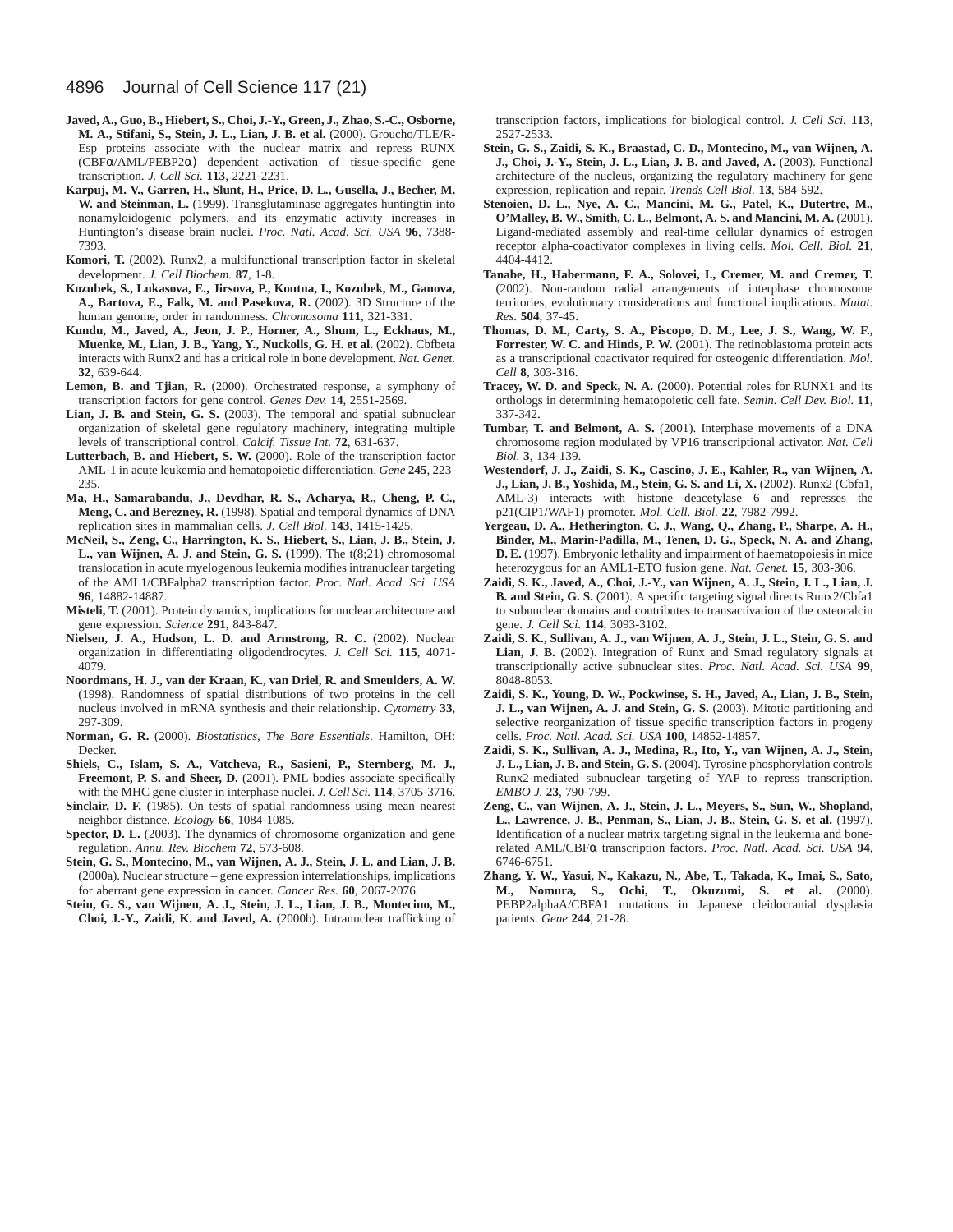**Javed, A., Guo, B., Hiebert, S., Choi, J.-Y., Green, J., Zhao, S.-C., Osborne, M. A., Stifani, S., Stein, J. L., Lian, J. B. et al.** (2000). Groucho/TLE/R-Esp proteins associate with the nuclear matrix and repress RUNX (CBFα/AML/PEBP2α) dependent activation of tissue-specific gene transcription. *J. Cell Sci.* **113**, 2221-2231.

**Karpuj, M. V., Garren, H., Slunt, H., Price, D. L., Gusella, J., Becher, M. W. and Steinman, L.** (1999). Transglutaminase aggregates huntingtin into nonamyloidogenic polymers, and its enzymatic activity increases in Huntington's disease brain nuclei. *Proc. Natl. Acad. Sci. USA* **96**, 7388-7393.

**Komori, T.** (2002). Runx2, a multifunctional transcription factor in skeletal development. *J. Cell Biochem.* **87**, 1-8.

**Kozubek, S., Lukasova, E., Jirsova, P., Koutna, I., Kozubek, M., Ganova, A., Bartova, E., Falk, M. and Pasekova, R.** (2002). 3D Structure of the human genome, order in randomness. *Chromosoma* **111**, 321-331.

**Kundu, M., Javed, A., Jeon, J. P., Horner, A., Shum, L., Eckhaus, M., Muenke, M., Lian, J. B., Yang, Y., Nuckolls, G. H. et al.** (2002). Cbfbeta interacts with Runx2 and has a critical role in bone development. *Nat. Genet.* **32**, 639-644.

**Lemon, B. and Tjian, R.** (2000). Orchestrated response, a symphony of transcription factors for gene control. *Genes Dev.* **14**, 2551-2569.

**Lian, J. B. and Stein, G. S.** (2003). The temporal and spatial subnuclear organization of skeletal gene regulatory machinery, integrating multiple levels of transcriptional control. *Calcif. Tissue Int.* **72**, 631-637.

**Lutterbach, B. and Hiebert, S. W.** (2000). Role of the transcription factor AML-1 in acute leukemia and hematopoietic differentiation. *Gene* **245**, 223-235.

**Ma, H., Samarabandu, J., Devdhar, R. S., Acharya, R., Cheng, P. C., Meng, C. and Berezney, R.** (1998). Spatial and temporal dynamics of DNA replication sites in mammalian cells. *J. Cell Biol.* **143**, 1415-1425.

**McNeil, S., Zeng, C., Harrington, K. S., Hiebert, S., Lian, J. B., Stein, J. L., van Wijnen, A. J. and Stein, G. S.** (1999). The t(8;21) chromosomal translocation in acute myelogenous leukemia modifies intranuclear targeting of the AML1/CBFalpha2 transcription factor. *Proc. Natl. Acad. Sci. USA* **96**, 14882-14887.

**Misteli, T.** (2001). Protein dynamics, implications for nuclear architecture and gene expression. *Science* **291**, 843-847.

**Nielsen, J. A., Hudson, L. D. and Armstrong, R. C.** (2002). Nuclear organization in differentiating oligodendrocytes. *J. Cell Sci.* **115**, 4071-4079.

**Noordmans, H. J., van der Kraan, K., van Driel, R. and Smeulders, A. W.** (1998). Randomness of spatial distributions of two proteins in the cell nucleus involved in mRNA synthesis and their relationship. *Cytometry* **33**, 297-309.

**Norman, G. R.** (2000). *Biostatistics, The Bare Essentials*. Hamilton, OH: Decker.

**Shiels, C., Islam, S. A., Vatcheva, R., Sasieni, P., Sternberg, M. J., Freemont, P. S. and Sheer, D.** (2001). PML bodies associate specifically with the MHC gene cluster in interphase nuclei. *J. Cell Sci.* **114**, 3705-3716.

**Sinclair, D. F.** (1985). On tests of spatial randomness using mean nearest neighbor distance. *Ecology* **66**, 1084-1085.

**Spector, D. L.** (2003). The dynamics of chromosome organization and gene regulation. *Annu. Rev. Biochem* **72**, 573-608.

**Stein, G. S., Montecino, M., van Wijnen, A. J., Stein, J. L. and Lian, J. B.** (2000a). Nuclear structure – gene expression interrelationships, implications for aberrant gene expression in cancer. *Cancer Res.* **60**, 2067-2076.

**Stein, G. S., van Wijnen, A. J., Stein, J. L., Lian, J. B., Montecino, M., Choi, J.-Y., Zaidi, K. and Javed, A.** (2000b). Intranuclear trafficking of transcription factors, implications for biological control. *J. Cell Sci.* **113**, 2527-2533.

**Stein, G. S., Zaidi, S. K., Braastad, C. D., Montecino, M., van Wijnen, A. J., Choi, J.-Y., Stein, J. L., Lian, J. B. and Javed, A.** (2003). Functional architecture of the nucleus, organizing the regulatory machinery for gene expression, replication and repair. *Trends Cell Biol.* **13**, 584-592.

**Stenoien, D. L., Nye, A. C., Mancini, M. G., Patel, K., Dutertre, M., O'Malley, B. W., Smith, C. L., Belmont, A. S. and Mancini, M. A.** (2001). Ligand-mediated assembly and real-time cellular dynamics of estrogen receptor alpha-coactivator complexes in living cells. *Mol. Cell. Biol.* **21**, 4404-4412.

**Tanabe, H., Habermann, F. A., Solovei, I., Cremer, M. and Cremer, T.** (2002). Non-random radial arrangements of interphase chromosome territories, evolutionary considerations and functional implications. *Mutat. Res.* **504**, 37-45.

**Thomas, D. M., Carty, S. A., Piscopo, D. M., Lee, J. S., Wang, W. F., Forrester, W. C. and Hinds, P. W.** (2001). The retinoblastoma protein acts as a transcriptional coactivator required for osteogenic differentiation. *Mol. Cell* **8**, 303-316.

**Tracey, W. D. and Speck, N. A.** (2000). Potential roles for RUNX1 and its orthologs in determining hematopoietic cell fate. *Semin. Cell Dev. Biol.* **11**, 337-342.

**Tumbar, T. and Belmont, A. S.** (2001). Interphase movements of a DNA chromosome region modulated by VP16 transcriptional activator. *Nat. Cell Biol.* **3**, 134-139.

**Westendorf, J. J., Zaidi, S. K., Cascino, J. E., Kahler, R., van Wijnen, A. J., Lian, J. B., Yoshida, M., Stein, G. S. and Li, X.** (2002). Runx2 (Cbfa1, AML-3) interacts with histone deacetylase 6 and represses the p21(CIP1/WAF1) promoter. *Mol. Cell. Biol.* **22**, 7982-7992.

**Yergeau, D. A., Hetherington, C. J., Wang, Q., Zhang, P., Sharpe, A. H., Binder, M., Marin-Padilla, M., Tenen, D. G., Speck, N. A. and Zhang, D. E.** (1997). Embryonic lethality and impairment of haematopoiesis in mice heterozygous for an AML1-ETO fusion gene. *Nat. Genet.* **15**, 303-306.

**Zaidi, S. K., Javed, A., Choi, J.-Y., van Wijnen, A. J., Stein, J. L., Lian, J. B. and Stein, G. S.** (2001). A specific targeting signal directs Runx2/Cbfa1 to subnuclear domains and contributes to transactivation of the osteocalcin gene. *J. Cell Sci.* **114**, 3093-3102.

**Zaidi, S. K., Sullivan, A. J., van Wijnen, A. J., Stein, J. L., Stein, G. S. and Lian, J. B.** (2002). Integration of Runx and Smad regulatory signals at transcriptionally active subnuclear sites. *Proc. Natl. Acad. Sci. USA* **99**, 8048-8053.

**Zaidi, S. K., Young, D. W., Pockwinse, S. H., Javed, A., Lian, J. B., Stein, J. L., van Wijnen, A. J. and Stein, G. S.** (2003). Mitotic partitioning and selective reorganization of tissue specific transcription factors in progeny cells. *Proc. Natl. Acad. Sci. USA* **100**, 14852-14857.

**Zaidi, S. K., Sullivan, A. J., Medina, R., Ito, Y., van Wijnen, A. J., Stein, J. L., Lian, J. B. and Stein, G. S.** (2004). Tyrosine phosphorylation controls Runx2-mediated subnuclear targeting of YAP to repress transcription. *EMBO J.* **23**, 790-799.

**Zeng, C., van Wijnen, A. J., Stein, J. L., Meyers, S., Sun, W., Shopland, L., Lawrence, J. B., Penman, S., Lian, J. B., Stein, G. S. et al.** (1997). Identification of a nuclear matrix targeting signal in the leukemia and bone-related AML/CBFα transcription factors. *Proc. Natl. Acad. Sci. USA* **94**, 6746-6751.

**Zhang, Y. W., Yasui, N., Kakazu, N., Abe, T., Takada, K., Imai, S., Sato, M., Nomura, S., Ochi, T., Okuzumi, S. et al.** (2000). PEBP2alphaA/CBFA1 mutations in Japanese cleidocranial dysplasia patients. *Gene* **244**, 21-28.